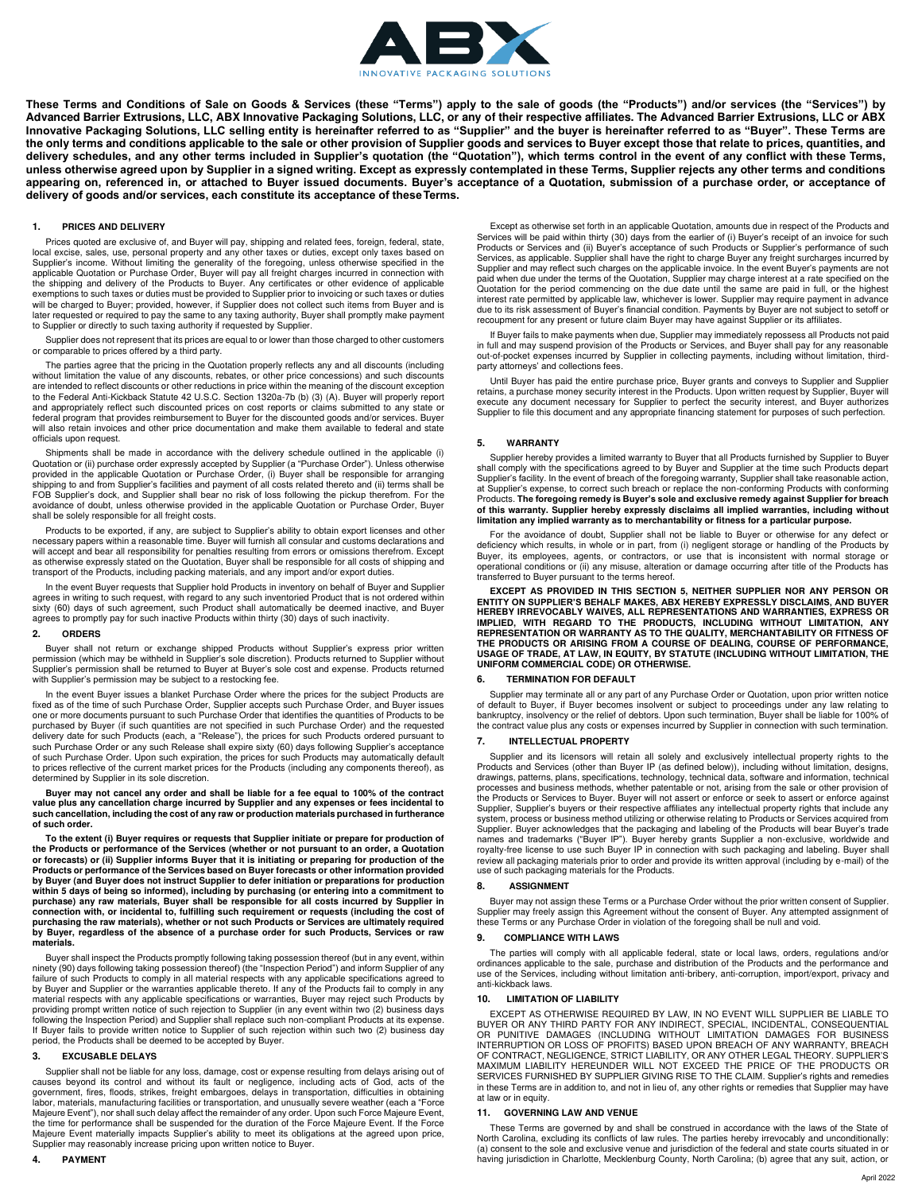**These Terms and Conditions of Sale on Goods & Services (these "Terms") apply to the sale of goods (the "Products") and/or services (the "Services") by Advanced Barrier Extrusions, LLC, ABX Innovative Packaging Solutions, LLC, or any of their respective affiliates. The Advanced Barrier Extrusions, LLC or ABX Innovative Packaging Solutions, LLC selling entity is hereinafter referred to as "Supplier" and the buyer is hereinafter referred to as "Buyer". These Terms are the only terms and conditions applicable to the sale or other provision of Supplier goods and services to Buyer except those that relate to prices, quantities, and delivery schedules, and any other terms included in Supplier's quotation (the "Quotation"), which terms control in the event of any conflict with these Terms, unless otherwise agreed upon by Supplier in a signed writing. Except as expressly contemplated in these Terms, Supplier rejects any other terms and conditions appearing on, referenced in, or attached to Buyer issued documents. Buyer's acceptance of a Quotation, submission of a purchase order, or acceptance of delivery of goods and/or services, each constitute its acceptance of these Terms.**

## 1. PRICES AND DELIVERY

Prices quoted are exclusive of, and Buyer will pay, shipping and related fees, foreign, federal, state, local excise, sales, use, personal property and any other taxes or duties, except only taxes based on Supplier's income. Without limiting the generality of the foregoing, unless otherwise specified in the applicable Quotation or Purchase Order, Buyer will pay all freight charges incurred in connection with the shipping and delivery of the Products to Buyer. Any certificates or other evidence of applicable exemptions to such taxes or duties must be provided to Supplier prior to invoicing or such taxes or duties will be charged to Buyer; provided, however, if Supplier does not collect such items from Buyer and is later requested or required to pay the same to any taxing authority, Buyer shall promptly make payment to Supplier or directly to such taxing authority if requested by Supplier.

Supplier does not represent that its prices are equal to or lower than those charged to other customers or comparable to prices offered by a third party.

The parties agree that the pricing in the Quotation properly reflects any and all discounts (including without limitation the value of any discounts, rebates, or other price concessions) and such discounts are intended to reflect discounts or other reductions in price within the meaning of the discount exception to the Federal Anti-Kickback Statute 42 U.S.C. Section 1320a-7b (b) (3) (A). Buyer will properly report and appropriately reflect such discounted prices on cost reports or claims submitted to any state or federal program that provides reimbursement to Buyer for the discounted goods and/or services. Buyer will also retain invoices and other price documentation and make them available to federal and state officials upon request.

Shipments shall be made in accordance with the delivery schedule outlined in the applicable (i) Quotation or (ii) purchase order expressly accepted by Supplier (a "Purchase Order"). Unless otherwise provided in the applicable Quotation or Purchase Order, (i) Buyer shall be responsible for arranging shipping to and from Supplier's facilities and payment of all costs related thereto and (ii) terms shall be FOB Supplier's dock, and Supplier shall bear no risk of loss following the pickup therefrom. For the avoidance of doubt, unless otherwise provided in the applicable Quotation or Purchase Order, Buyer shall be solely responsible for all freight costs.

Products to be exported, if any, are subject to Supplier's ability to obtain export licenses and other necessary papers within a reasonable time. Buyer will furnish all consular and customs declarations and will accept and bear all responsibility for penalties resulting from errors or omissions therefrom. Except as otherwise expressly stated on the Quotation, Buyer shall be responsible for all costs of shipping and transport of the Products, including packing materials, and any import and/or export duties.

In the event Buyer requests that Supplier hold Products in inventory on behalf of Buyer and Supplier agrees in writing to such request, with regard to any such inventoried Product that is not ordered within sixty (60) days of such agreement, such Product shall automatically be deemed inactive, and Buyer agrees to promptly pay for such inactive Products within thirty (30) days of such inactivity.

## 2. ORDERS

Buyer shall not return or exchange shipped Products without Supplier's express prior written permission (which may be withheld in Supplier's sole discretion). Products returned to Supplier without Supplier's permission shall be returned to Buyer at Buyer's sole cost and expense. Products returned with Supplier's permission may be subject to a restocking fee.

In the event Buyer issues a blanket Purchase Order where the prices for the subject Products are fixed as of the time of such Purchase Order, Supplier accepts such Purchase Order, and Buyer issues one or more documents pursuant to such Purchase Order that identifies the quantities of Products to be purchased by Buyer (if such quantities are not specified in such Purchase Order) and the requested delivery date for such Products (each, a "Release"), the prices for such Products ordered pursuant to such Purchase Order or any such Release shall expire sixty (60) days following Supplier's acceptance of such Purchase Order. Upon such expiration, the prices for such Products may automatically default to prices reflective of the current market prices for the Products (including any components thereof), as determined by Supplier in its sole discretion.

**Buyer may not cancel any order and shall be liable for a fee equal to 100% of the contract value plus any cancellation charge incurred by Supplier and any expenses or fees incidental to such cancellation, including the cost of any raw or production materials purchased in furtherance of such order.**

**To the extent (i) Buyer requires or requests that Supplier initiate or prepare for production of the Products or performance of the Services (whether or not pursuant to an order, a Quotation or forecasts) or (ii) Supplier informs Buyer that it is initiating or preparing for production of the Products or performance of the Services based on Buyer forecasts or other information provided by Buyer (and Buyer does not instruct Supplier to defer initiation or preparations for production within 5 days of being so informed), including by purchasing (or entering into a commitment to purchase) any raw materials, Buyer shall be responsible for all costs incurred by Supplier in connection with, or incidental to, fulfilling such requirement or requests (including the cost of purchasing the raw materials), whether or not such Products or Services are ultimately required by Buyer, regardless of the absence of a purchase order for such Products, Services or raw materials.**

Buyer shall inspect the Products promptly following taking possession thereof (but in any event, within ninety (90) days following taking possession thereof) (the "Inspection Period") and inform Supplier of any failure of such Products to comply in all material respects with any applicable specifications agreed to by Buyer and Supplier or the warranties applicable thereto. If any of the Products fail to comply in any material respects with any applicable specifications or warranties, Buyer may reject such Products by providing prompt written notice of such rejection to Supplier (in any event within two (2) business days following the Inspection Period) and Supplier shall replace such non-compliant Products at its expense. If Buyer fails to provide written notice to Supplier of such rejection within such two (2) business day period, the Products shall be deemed to be accepted by Buyer.

## 3. EXCUSABLE DELAYS

Supplier shall not be liable for any loss, damage, cost or expense resulting from delays arising out of causes beyond its control and without its fault or negligence, including acts of God, acts of the government, fires, floods, strikes, freight embargoes, delays in transportation, difficulties in obtaining labor, materials, manufacturing facilities or transportation, and unusually severe weather (each a "Force Majeure Event"), nor shall such delay affect the remainder of any order. Upon such Force Majeure Event, the time for performance shall be suspended for the duration of the Force Majeure Event. If the Force Majeure Event materially impacts Supplier's ability to meet its obligations at the agreed upon price, Supplier may reasonably increase pricing upon written notice to Buyer.

## 4. PAYMENT

Except as otherwise set forth in an applicable Quotation, amounts due in respect of the Products and Services will be paid within thirty (30) days from the earlier of (i) Buyer's receipt of an invoice for such Products or Services and (ii) Buyer's acceptance of such Products or Supplier's performance of such Services, as applicable. Supplier shall have the right to charge Buyer any freight surcharges incurred by Supplier and may reflect such charges on the applicable invoice. In the event Buyer's payments are not paid when due under the terms of the Quotation, Supplier may charge interest at a rate specified on the Quotation for the period commencing on the due date until the same are paid in full, or the highest interest rate permitted by applicable law, whichever is lower. Supplier may require payment in advance due to its risk assessment of Buyer's financial condition. Payments by Buyer are not subject to setoff or recoupment for any present or future claim Buyer may have against Supplier or its affiliates.

If Buyer fails to make payments when due, Supplier may immediately repossess all Products not paid in full and may suspend provision of the Products or Services, and Buyer shall pay for any reasonable out-of-pocket expenses incurred by Supplier in collecting payments, including without limitation, third-party attorneys' and collections fees.

Until Buyer has paid the entire purchase price, Buyer grants and conveys to Supplier and Supplier retains, a purchase money security interest in the Products. Upon written request by Supplier, Buyer will execute any document necessary for Supplier to perfect the security interest, and Buyer authorizes Supplier to file this document and any appropriate financing statement for purposes of such perfection.

## 5. WARRANTY

Supplier hereby provides a limited warranty to Buyer that all Products furnished by Supplier to Buyer shall comply with the specifications agreed to by Buyer and Supplier at the time such Products depart Supplier's facility. In the event of breach of the foregoing warranty, Supplier shall take reasonable action, at Supplier's expense, to correct such breach or replace the non-conforming Products with conforming Products. **The foregoing remedy is Buyer's sole and exclusive remedy against Supplier for breach of this warranty. Supplier hereby expressly disclaims all implied warranties, including without limitation any implied warranty as to merchantability or fitness for a particular purpose.**

For the avoidance of doubt, Supplier shall not be liable to Buyer or otherwise for any defect or deficiency which results, in whole or in part, from (i) negligent storage or handling of the Products by Buyer, its employees, agents, or contractors, or use that is inconsistent with normal storage or operational conditions or (ii) any misuse, alteration or damage occurring after title of the Products has transferred to Buyer pursuant to the terms hereof.

**EXCEPT AS PROVIDED IN THIS SECTION 5, NEITHER SUPPLIER NOR ANY PERSON OR ENTITY ON SUPPLIER'S BEHALF MAKES, ABX HEREBY EXPRESSLY DISCLAIMS, AND BUYER HEREBY IRREVOCABLY WAIVES, ALL REPRESENTATIONS AND WARRANTIES, EXPRESS OR IMPLIED, WITH REGARD TO THE PRODUCTS, INCLUDING WITHOUT LIMITATION, ANY REPRESENTATION OR WARRANTY AS TO THE QUALITY, MERCHANTABILITY OR FITNESS OF THE PRODUCTS OR ARISING FROM A COURSE OF DEALING, COURSE OF PERFORMANCE, USAGE OF TRADE, AT LAW, IN EQUITY, BY STATUTE (INCLUDING WITHOUT LIMITATION, THE UNIFORM COMMERCIAL CODE) OR OTHERWISE.**

## 6. TERMINATION FOR DEFAULT

Supplier may terminate all or any part of any Purchase Order or Quotation, upon prior written notice of default to Buyer, if Buyer becomes insolvent or subject to proceedings under any law relating to bankruptcy, insolvency or the relief of debtors. Upon such termination, Buyer shall be liable for 100% of the contract value plus any costs or expenses incurred by Supplier in connection with such termination.

## 7. INTELLECTUAL PROPERTY

Supplier and its licensors will retain all solely and exclusively intellectual property rights to the Products and Services (other than Buyer IP (as defined below)), including without limitation, designs, drawings, patterns, plans, specifications, technology, technical data, software and information, technical processes and business methods, whether patentable or not, arising from the sale or other provision of the Products or Services to Buyer. Buyer will not assert or enforce or seek to assert or enforce against Supplier, Supplier's buyers or their respective affiliates any intellectual property rights that include any system, process or business method utilizing or otherwise relating to Products or Services acquired from Supplier. Buyer acknowledges that the packaging and labeling of the Products will bear Buyer's trade names and trademarks ("Buyer IP"). Buyer hereby grants Supplier a non-exclusive, worldwide and royalty-free license to use such Buyer IP in connection with such packaging and labeling. Buyer shall review all packaging materials prior to order and provide its written approval (including by e-mail) of the use of such packaging materials for the Products.

## 8. ASSIGNMENT

Buyer may not assign these Terms or a Purchase Order without the prior written consent of Supplier. Supplier may freely assign this Agreement without the consent of Buyer. Any attempted assignment of these Terms or any Purchase Order in violation of the foregoing shall be null and void.

## 9. COMPLIANCE WITH LAWS

The parties will comply with all applicable federal, state or local laws, orders, regulations and/or ordinances applicable to the sale, purchase and distribution of the Products and the performance and use of the Services, including without limitation anti-bribery, anti-corruption, import/export, privacy and anti-kickback laws.

## 10. LIMITATION OF LIABILITY

EXCEPT AS OTHERWISE REQUIRED BY LAW, IN NO EVENT WILL SUPPLIER BE LIABLE TO BUYER OR ANY THIRD PARTY FOR ANY INDIRECT, SPECIAL, INCIDENTAL, CONSEQUENTIAL OR PUNITIVE DAMAGES (INCLUDING WITHOUT LIMITATION DAMAGES FOR BUSINESS INTERRUPTION OR LOSS OF PROFITS) BASED UPON BREACH OF ANY WARRANTY, BREACH OF CONTRACT, NEGLIGENCE, STRICT LIABILITY, OR ANY OTHER LEGAL THEORY. SUPPLIER'S MAXIMUM LIABILITY HEREUNDER WILL NOT EXCEED THE PRICE OF THE PRODUCTS OR SERVICES FURNISHED BY SUPPLIER GIVING RISE TO THE CLAIM. Supplier's rights and remedies in these Terms are in addition to, and not in lieu of, any other rights or remedies that Supplier may have at law or in equity.

## 11. GOVERNING LAW AND VENUE

These Terms are governed by and shall be construed in accordance with the laws of the State of North Carolina, excluding its conflicts of law rules. The parties hereby irrevocably and unconditionally: (a) consent to the sole and exclusive venue and jurisdiction of the federal and state courts situated in or having jurisdiction in Charlotte, Mecklenburg County, North Carolina; (b) agree that any suit, action, or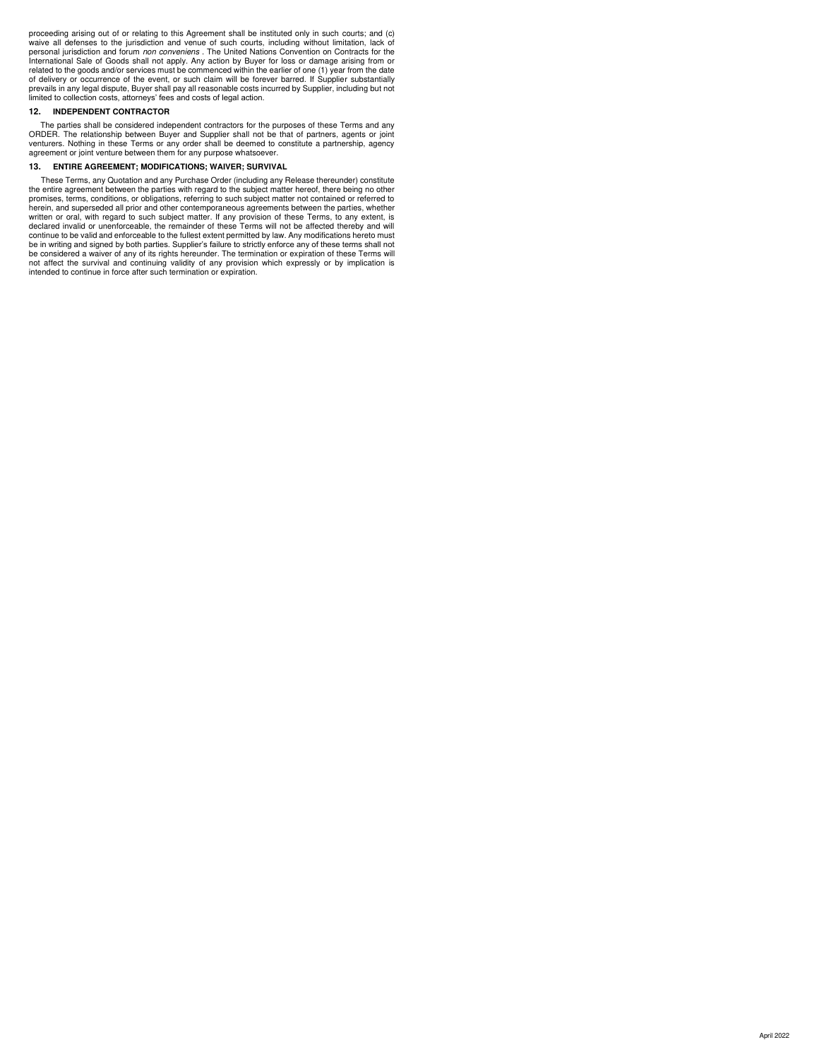proceeding arising out of or relating to this Agreement shall be instituted only in such courts; and (c) waive all defenses to the jurisdiction and venue of such courts, including without limitation, lack of personal jurisdiction and forum *non conveniens* . The United Nations Convention on Contracts for the International Sale of Goods shall not apply. Any action by Buyer for loss or damage arising from or related to the goods and/or services must be commenced within the earlier of one (1) year from the date of delivery or occurrence of the event, or such claim will be forever barred. If Supplier substantially prevails in any legal dispute, Buyer shall pay all reasonable costs incurred by Supplier, including but not limited to collection costs, attorneys' fees and costs of legal action.

**12. INDEPENDENT CONTRACTOR**

The parties shall be considered independent contractors for the purposes of these Terms and any ORDER. The relationship between Buyer and Supplier shall not be that of partners, agents or joint venturers. Nothing in these Terms or any order shall be deemed to constitute a partnership, agency agreement or joint venture between them for any purpose whatsoever.

**13. ENTIRE AGREEMENT; MODIFICATIONS; WAIVER; SURVIVAL**

These Terms, any Quotation and any Purchase Order (including any Release thereunder) constitute the entire agreement between the parties with regard to the subject matter hereof, there being no other promises, terms, conditions, or obligations, referring to such subject matter not contained or referred to herein, and superseded all prior and other contemporaneous agreements between the parties, whether written or oral, with regard to such subject matter. If any provision of these Terms, to any extent, is declared invalid or unenforceable, the remainder of these Terms will not be affected thereby and will continue to be valid and enforceable to the fullest extent permitted by law. Any modifications hereto must be in writing and signed by both parties. Supplier's failure to strictly enforce any of these terms shall not be considered a waiver of any of its rights hereunder. The termination or expiration of these Terms will not affect the survival and continuing validity of any provision which expressly or by implication is intended to continue in force after such termination or expiration.

April 2022